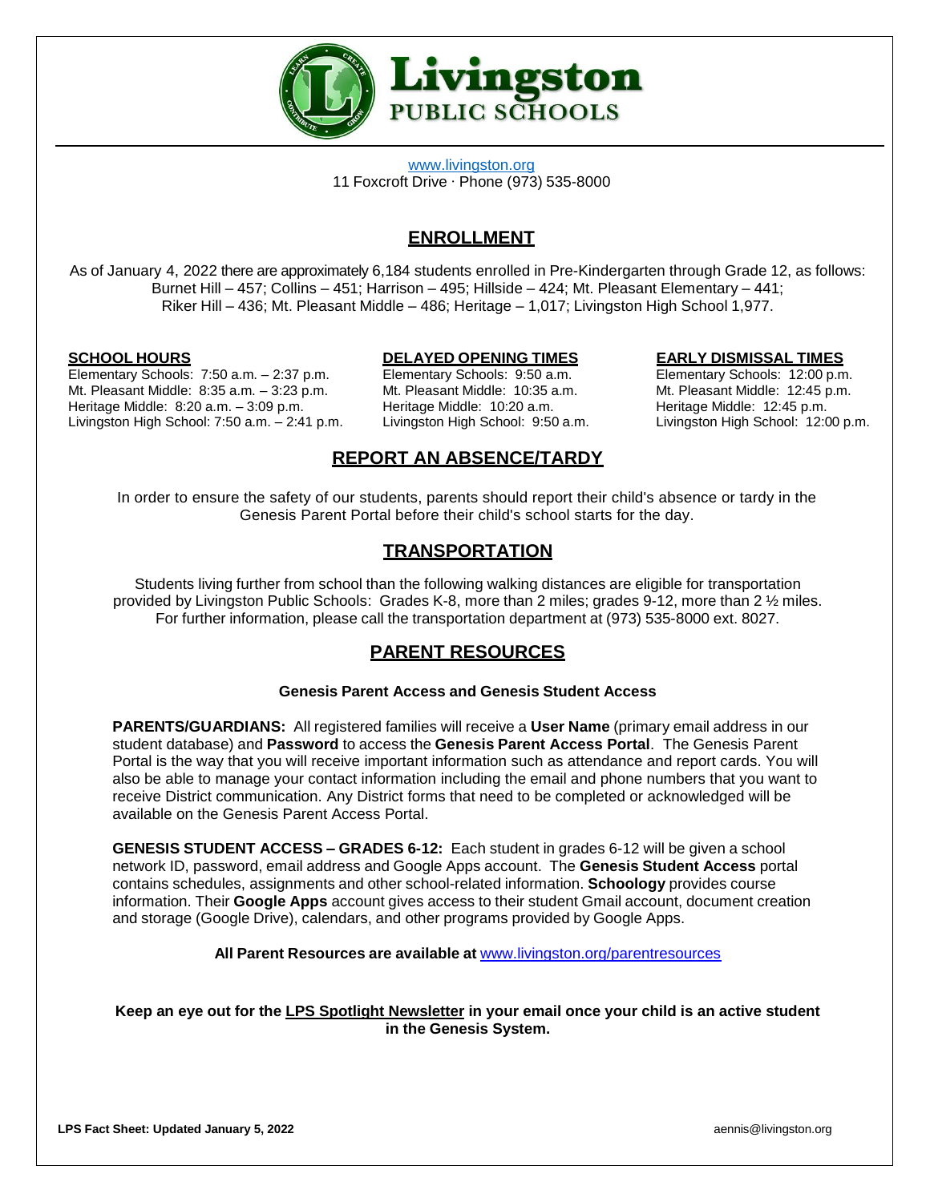# Livingston PUBLIC SCHOOLS

www.livingston.org
11 Foxcroft Drive · Phone (973) 535-8000

## ENROLLMENT

As of January 4, 2022 there are approximately 6,184 students enrolled in Pre-Kindergarten through Grade 12, as follows: Burnet Hill – 457; Collins – 451; Harrison – 495; Hillside – 424; Mt. Pleasant Elementary – 441; Riker Hill – 436; Mt. Pleasant Middle – 486; Heritage – 1,017; Livingston High School 1,977.

### SCHOOL HOURS

Elementary Schools: 7:50 a.m. – 2:37 p.m.
Mt. Pleasant Middle: 8:35 a.m. – 3:23 p.m.
Heritage Middle: 8:20 a.m. – 3:09 p.m.
Livingston High School: 7:50 a.m. – 2:41 p.m.

### DELAYED OPENING TIMES

Elementary Schools: 9:50 a.m.
Mt. Pleasant Middle: 10:35 a.m.
Heritage Middle: 10:20 a.m.
Livingston High School: 9:50 a.m.

### EARLY DISMISSAL TIMES

Elementary Schools: 12:00 p.m.
Mt. Pleasant Middle: 12:45 p.m.
Heritage Middle: 12:45 p.m.
Livingston High School: 12:00 p.m.

## REPORT AN ABSENCE/TARDY

In order to ensure the safety of our students, parents should report their child's absence or tardy in the Genesis Parent Portal before their child's school starts for the day.

## TRANSPORTATION

Students living further from school than the following walking distances are eligible for transportation provided by Livingston Public Schools: Grades K-8, more than 2 miles; grades 9-12, more than 2 ½ miles. For further information, please call the transportation department at (973) 535-8000 ext. 8027.

## PARENT RESOURCES

**Genesis Parent Access and Genesis Student Access**

**PARENTS/GUARDIANS:** All registered families will receive a **User Name** (primary email address in our student database) and **Password** to access the **Genesis Parent Access Portal**. The Genesis Parent Portal is the way that you will receive important information such as attendance and report cards. You will also be able to manage your contact information including the email and phone numbers that you want to receive District communication. Any District forms that need to be completed or acknowledged will be available on the Genesis Parent Access Portal.

**GENESIS STUDENT ACCESS – GRADES 6-12:** Each student in grades 6-12 will be given a school network ID, password, email address and Google Apps account. The **Genesis Student Access** portal contains schedules, assignments and other school-related information. **Schoology** provides course information. Their **Google Apps** account gives access to their student Gmail account, document creation and storage (Google Drive), calendars, and other programs provided by Google Apps.

**All Parent Resources are available at** www.livingston.org/parentresources

**Keep an eye out for the LPS Spotlight Newsletter in your email once your child is an active student in the Genesis System.**

**LPS Fact Sheet: Updated January 5, 2022** aennis@livingston.org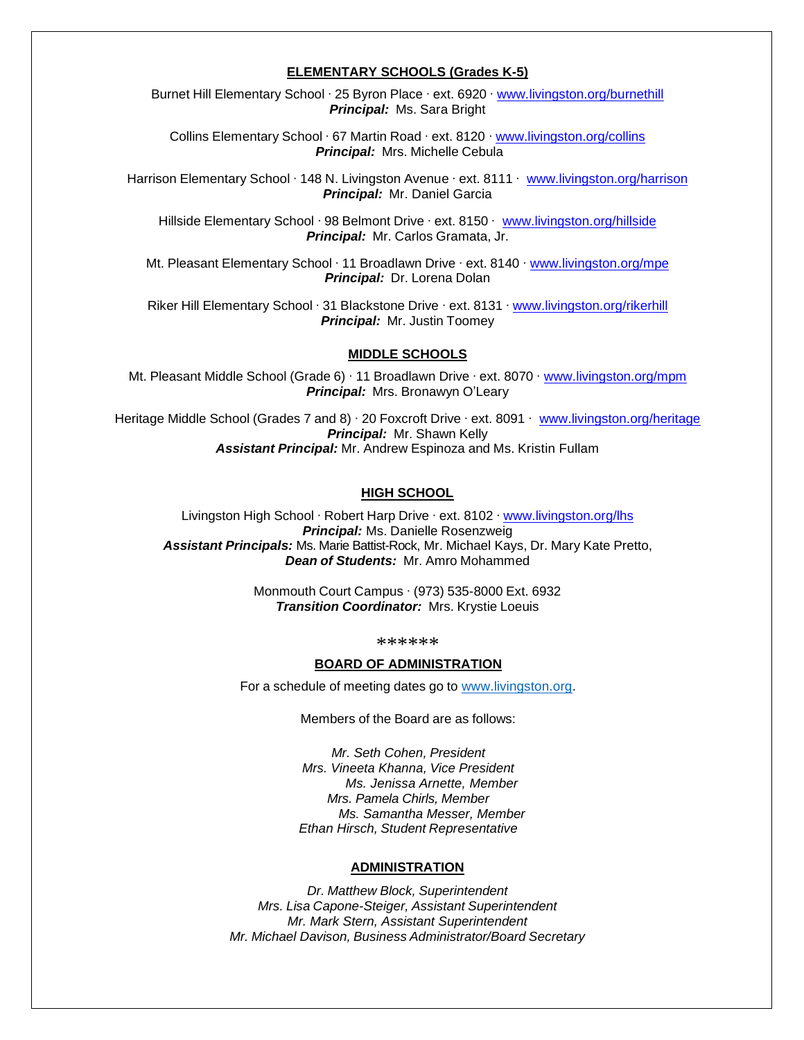## ELEMENTARY SCHOOLS (Grades K-5)

Burnet Hill Elementary School · 25 Byron Place · ext. 6920 · www.livingston.org/burnethill
***Principal:*** Ms. Sara Bright

Collins Elementary School · 67 Martin Road · ext. 8120 · www.livingston.org/collins
***Principal:*** Mrs. Michelle Cebula

Harrison Elementary School · 148 N. Livingston Avenue · ext. 8111 · www.livingston.org/harrison
***Principal:*** Mr. Daniel Garcia

Hillside Elementary School · 98 Belmont Drive · ext. 8150 · www.livingston.org/hillside
***Principal:*** Mr. Carlos Gramata, Jr.

Mt. Pleasant Elementary School · 11 Broadlawn Drive · ext. 8140 · www.livingston.org/mpe
***Principal:*** Dr. Lorena Dolan

Riker Hill Elementary School · 31 Blackstone Drive · ext. 8131 · www.livingston.org/rikerhill
***Principal:*** Mr. Justin Toomey

## MIDDLE SCHOOLS

Mt. Pleasant Middle School (Grade 6) · 11 Broadlawn Drive · ext. 8070 · www.livingston.org/mpm
***Principal:*** Mrs. Bronawyn O'Leary

Heritage Middle School (Grades 7 and 8) · 20 Foxcroft Drive · ext. 8091 · www.livingston.org/heritage
***Principal:*** Mr. Shawn Kelly
***Assistant Principal:*** Mr. Andrew Espinoza and Ms. Kristin Fullam

## HIGH SCHOOL

Livingston High School · Robert Harp Drive · ext. 8102 · www.livingston.org/lhs
***Principal:*** Ms. Danielle Rosenzweig
***Assistant Principals:*** Ms. Marie Battist-Rock, Mr. Michael Kays, Dr. Mary Kate Pretto,
***Dean of Students:*** Mr. Amro Mohammed

Monmouth Court Campus · (973) 535-8000 Ext. 6932
***Transition Coordinator:*** Mrs. Krystie Loeuis

******

## BOARD OF ADMINISTRATION

For a schedule of meeting dates go to www.livingston.org.

Members of the Board are as follows:

*Mr. Seth Cohen, President*
*Mrs. Vineeta Khanna, Vice President*
*Ms. Jenissa Arnette, Member*
*Mrs. Pamela Chirls, Member*
*Ms. Samantha Messer, Member*
*Ethan Hirsch, Student Representative*

## ADMINISTRATION

*Dr. Matthew Block, Superintendent*
*Mrs. Lisa Capone-Steiger, Assistant Superintendent*
*Mr. Mark Stern, Assistant Superintendent*
*Mr. Michael Davison, Business Administrator/Board Secretary*